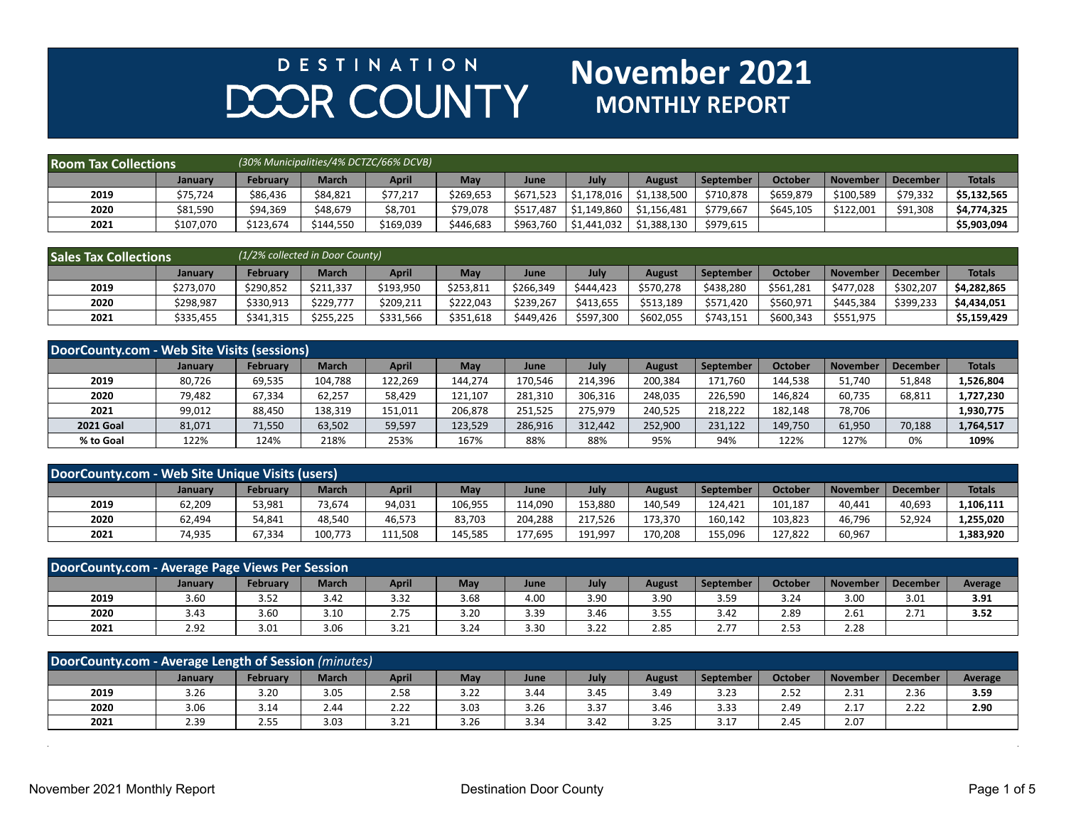# DESTINATION DOOR COUNTY

# November 2021 MONTHLY REPORT

## Room Tax Collections

*(30% Municipalities/4% DCTZC/66% DCVB)*

| | January | February | March | April | May | June | July | August | September | October | November | December | Totals |
|---|---|---|---|---|---|---|---|---|---|---|---|---|---|
| 2019 | $75,724 | $86,436 | $84,821 | $77,217 | $269,653 | $671,523 | $1,178,016 | $1,138,500 | $710,878 | $659,879 | $100,589 | $79,332 | **$5,132,565** |
| 2020 | $81,590 | $94,369 | $48,679 | $8,701 | $79,078 | $517,487 | $1,149,860 | $1,156,481 | $779,667 | $645,105 | $122,001 | $91,308 | **$4,774,325** |
| 2021 | $107,070 | $123,674 | $144,550 | $169,039 | $446,683 | $963,760 | $1,441,032 | $1,388,130 | $979,615 | | | | **$5,903,094** |

## Sales Tax Collections

*(1/2% collected in Door County)*

| | January | February | March | April | May | June | July | August | September | October | November | December | Totals |
|---|---|---|---|---|---|---|---|---|---|---|---|---|---|
| 2019 | $273,070 | $290,852 | $211,337 | $193,950 | $253,811 | $266,349 | $444,423 | $570,278 | $438,280 | $561,281 | $477,028 | $302,207 | **$4,282,865** |
| 2020 | $298,987 | $330,913 | $229,777 | $209,211 | $222,043 | $239,267 | $413,655 | $513,189 | $571,420 | $560,971 | $445,384 | $399,233 | **$4,434,051** |
| 2021 | $335,455 | $341,315 | $255,225 | $331,566 | $351,618 | $449,426 | $597,300 | $602,055 | $743,151 | $600,343 | $551,975 | | **$5,159,429** |

## DoorCounty.com - Web Site Visits (sessions)

| | January | February | March | April | May | June | July | August | September | October | November | December | Totals |
|---|---|---|---|---|---|---|---|---|---|---|---|---|---|
| 2019 | 80,726 | 69,535 | 104,788 | 122,269 | 144,274 | 170,546 | 214,396 | 200,384 | 171,760 | 144,538 | 51,740 | 51,848 | **1,526,804** |
| 2020 | 79,482 | 67,334 | 62,257 | 58,429 | 121,107 | 281,310 | 306,316 | 248,035 | 226,590 | 146,824 | 60,735 | 68,811 | **1,727,230** |
| 2021 | 99,012 | 88,450 | 138,319 | 151,011 | 206,878 | 251,525 | 275,979 | 240,525 | 218,222 | 182,148 | 78,706 | | **1,930,775** |
| 2021 Goal | 81,071 | 71,550 | 63,502 | 59,597 | 123,529 | 286,916 | 312,442 | 252,900 | 231,122 | 149,750 | 61,950 | 70,188 | **1,764,517** |
| % to Goal | 122% | 124% | 218% | 253% | 167% | 88% | 88% | 95% | 94% | 122% | 127% | 0% | **109%** |

## DoorCounty.com - Web Site Unique Visits (users)

| | January | February | March | April | May | June | July | August | September | October | November | December | Totals |
|---|---|---|---|---|---|---|---|---|---|---|---|---|---|
| 2019 | 62,209 | 53,981 | 73,674 | 94,031 | 106,955 | 114,090 | 153,880 | 140,549 | 124,421 | 101,187 | 40,441 | 40,693 | **1,106,111** |
| 2020 | 62,494 | 54,841 | 48,540 | 46,573 | 83,703 | 204,288 | 217,526 | 173,370 | 160,142 | 103,823 | 46,796 | 52,924 | **1,255,020** |
| 2021 | 74,935 | 67,334 | 100,773 | 111,508 | 145,585 | 177,695 | 191,997 | 170,208 | 155,096 | 127,822 | 60,967 | | **1,383,920** |

## DoorCounty.com - Average Page Views Per Session

| | January | February | March | April | May | June | July | August | September | October | November | December | Average |
|---|---|---|---|---|---|---|---|---|---|---|---|---|---|
| 2019 | 3.60 | 3.52 | 3.42 | 3.32 | 3.68 | 4.00 | 3.90 | 3.90 | 3.59 | 3.24 | 3.00 | 3.01 | **3.91** |
| 2020 | 3.43 | 3.60 | 3.10 | 2.75 | 3.20 | 3.39 | 3.46 | 3.55 | 3.42 | 2.89 | 2.61 | 2.71 | **3.52** |
| 2021 | 2.92 | 3.01 | 3.06 | 3.21 | 3.24 | 3.30 | 3.22 | 2.85 | 2.77 | 2.53 | 2.28 | | |

## DoorCounty.com - Average Length of Session *(minutes)*

| | January | February | March | April | May | June | July | August | September | October | November | December | Average |
|---|---|---|---|---|---|---|---|---|---|---|---|---|---|
| 2019 | 3.26 | 3.20 | 3.05 | 2.58 | 3.22 | 3.44 | 3.45 | 3.49 | 3.23 | 2.52 | 2.31 | 2.36 | **3.59** |
| 2020 | 3.06 | 3.14 | 2.44 | 2.22 | 3.03 | 3.26 | 3.37 | 3.46 | 3.33 | 2.49 | 2.17 | 2.22 | **2.90** |
| 2021 | 2.39 | 2.55 | 3.03 | 3.21 | 3.26 | 3.34 | 3.42 | 3.25 | 3.17 | 2.45 | 2.07 | | |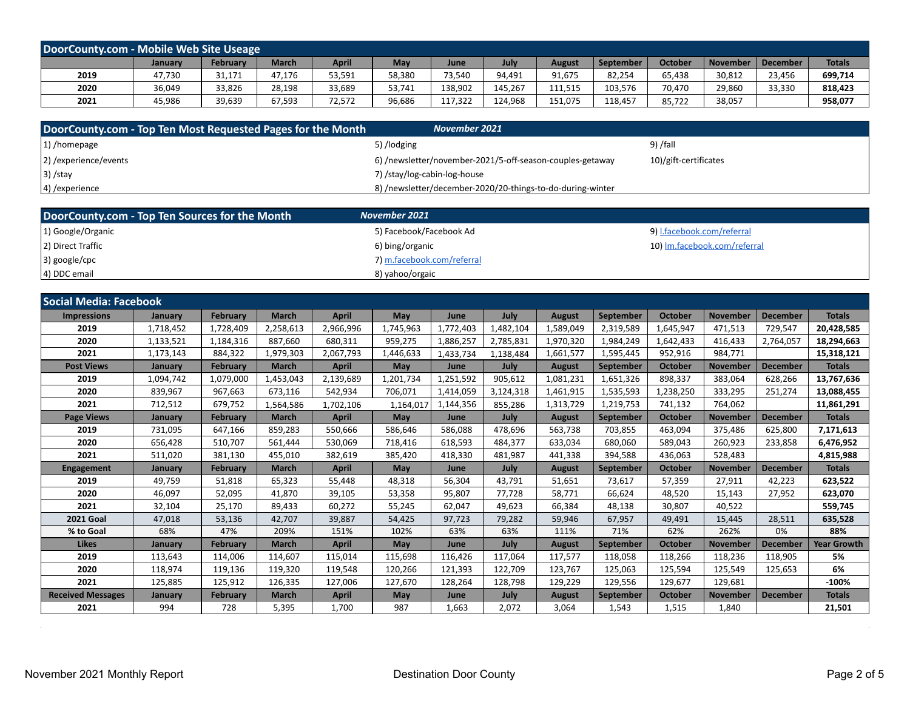## DoorCounty.com - Mobile Web Site Useage

| | January | February | March | April | May | June | July | August | September | October | November | December | Totals |
|---|---|---|---|---|---|---|---|---|---|---|---|---|---|
| 2019 | 47,730 | 31,171 | 47,176 | 53,591 | 58,380 | 73,540 | 94,491 | 91,675 | 82,254 | 65,438 | 30,812 | 23,456 | **699,714** |
| 2020 | 36,049 | 33,826 | 28,198 | 33,689 | 53,741 | 138,902 | 145,267 | 111,515 | 103,576 | 70,470 | 29,860 | 33,330 | **818,423** |
| 2021 | 45,986 | 39,639 | 67,593 | 72,572 | 96,686 | 117,322 | 124,968 | 151,075 | 118,457 | 85,722 | 38,057 | | **958,077** |

## DoorCounty.com - Top Ten Most Requested Pages for the Month

*November 2021*

1) /homepage
2) /experience/events
3) /stay
4) /experience
5) /lodging
6) /newsletter/november-2021/5-off-season-couples-getaway
7) /stay/log-cabin-log-house
8) /newsletter/december-2020/20-things-to-do-during-winter
9) /fall
10)/gift-certificates

## DoorCounty.com - Top Ten Sources for the Month

*November 2021*

1) Google/Organic
2) Direct Traffic
3) google/cpc
4) DDC email
5) Facebook/Facebook Ad
6) bing/organic
7) m.facebook.com/referral
8) yahoo/orgaic
9) l.facebook.com/referral
10) lm.facebook.com/referral

## Social Media: Facebook

| Impressions | January | February | March | April | May | June | July | August | September | October | November | December | Totals |
|---|---|---|---|---|---|---|---|---|---|---|---|---|---|
| 2019 | 1,718,452 | 1,728,409 | 2,258,613 | 2,966,996 | 1,745,963 | 1,772,403 | 1,482,104 | 1,589,049 | 2,319,589 | 1,645,947 | 471,513 | 729,547 | **20,428,585** |
| 2020 | 1,133,521 | 1,184,316 | 887,660 | 680,311 | 959,275 | 1,886,257 | 2,785,831 | 1,970,320 | 1,984,249 | 1,642,433 | 416,433 | 2,764,057 | **18,294,663** |
| 2021 | 1,173,143 | 884,322 | 1,979,303 | 2,067,793 | 1,446,633 | 1,433,734 | 1,138,484 | 1,661,577 | 1,595,445 | 952,916 | 984,771 | | **15,318,121** |
| **Post Views** | **January** | **February** | **March** | **April** | **May** | **June** | **July** | **August** | **September** | **October** | **November** | **December** | **Totals** |
| 2019 | 1,094,742 | 1,079,000 | 1,453,043 | 2,139,689 | 1,201,734 | 1,251,592 | 905,612 | 1,081,231 | 1,651,326 | 898,337 | 383,064 | 628,266 | **13,767,636** |
| 2020 | 839,967 | 967,663 | 673,116 | 542,934 | 706,071 | 1,414,059 | 3,124,318 | 1,461,915 | 1,535,593 | 1,238,250 | 333,295 | 251,274 | **13,088,455** |
| 2021 | 712,512 | 679,752 | 1,564,586 | 1,702,106 | 1,164,017 | 1,144,356 | 855,286 | 1,313,729 | 1,219,753 | 741,132 | 764,062 | | **11,861,291** |
| **Page Views** | **January** | **February** | **March** | **April** | **May** | **June** | **July** | **August** | **September** | **October** | **November** | **December** | **Totals** |
| 2019 | 731,095 | 647,166 | 859,283 | 550,666 | 586,646 | 586,088 | 478,696 | 563,738 | 703,855 | 463,094 | 375,486 | 625,800 | **7,171,613** |
| 2020 | 656,428 | 510,707 | 561,444 | 530,069 | 718,416 | 618,593 | 484,377 | 633,034 | 680,060 | 589,043 | 260,923 | 233,858 | **6,476,952** |
| 2021 | 511,020 | 381,130 | 455,010 | 382,619 | 385,420 | 418,330 | 481,987 | 441,338 | 394,588 | 436,063 | 528,483 | | **4,815,988** |
| **Engagement** | **January** | **February** | **March** | **April** | **May** | **June** | **July** | **August** | **September** | **October** | **November** | **December** | **Totals** |
| 2019 | 49,759 | 51,818 | 65,323 | 55,448 | 48,318 | 56,304 | 43,791 | 51,651 | 73,617 | 57,359 | 27,911 | 42,223 | **623,522** |
| 2020 | 46,097 | 52,095 | 41,870 | 39,105 | 53,358 | 95,807 | 77,728 | 58,771 | 66,624 | 48,520 | 15,143 | 27,952 | **623,070** |
| 2021 | 32,104 | 25,170 | 89,433 | 60,272 | 55,245 | 62,047 | 49,623 | 66,384 | 48,138 | 30,807 | 40,522 | | **559,745** |
| **2021 Goal** | 47,018 | 53,136 | 42,707 | 39,887 | 54,425 | 97,723 | 79,282 | 59,946 | 67,957 | 49,491 | 15,445 | 28,511 | **635,528** |
| **% to Goal** | 68% | 47% | 209% | 151% | 102% | 63% | 63% | 111% | 71% | 62% | 262% | 0% | **88%** |
| **Likes** | **January** | **February** | **March** | **April** | **May** | **June** | **July** | **August** | **September** | **October** | **November** | **December** | **Year Growth** |
| 2019 | 113,643 | 114,006 | 114,607 | 115,014 | 115,698 | 116,426 | 117,064 | 117,577 | 118,058 | 118,266 | 118,236 | 118,905 | **5%** |
| 2020 | 118,974 | 119,136 | 119,320 | 119,548 | 120,266 | 121,393 | 122,709 | 123,767 | 125,063 | 125,594 | 125,549 | 125,653 | **6%** |
| 2021 | 125,885 | 125,912 | 126,335 | 127,006 | 127,670 | 128,264 | 128,798 | 129,229 | 129,556 | 129,677 | 129,681 | | **-100%** |
| **Received Messages** | **January** | **February** | **March** | **April** | **May** | **June** | **July** | **August** | **September** | **October** | **November** | **December** | **Totals** |
| 2021 | 994 | 728 | 5,395 | 1,700 | 987 | 1,663 | 2,072 | 3,064 | 1,543 | 1,515 | 1,840 | | **21,501** |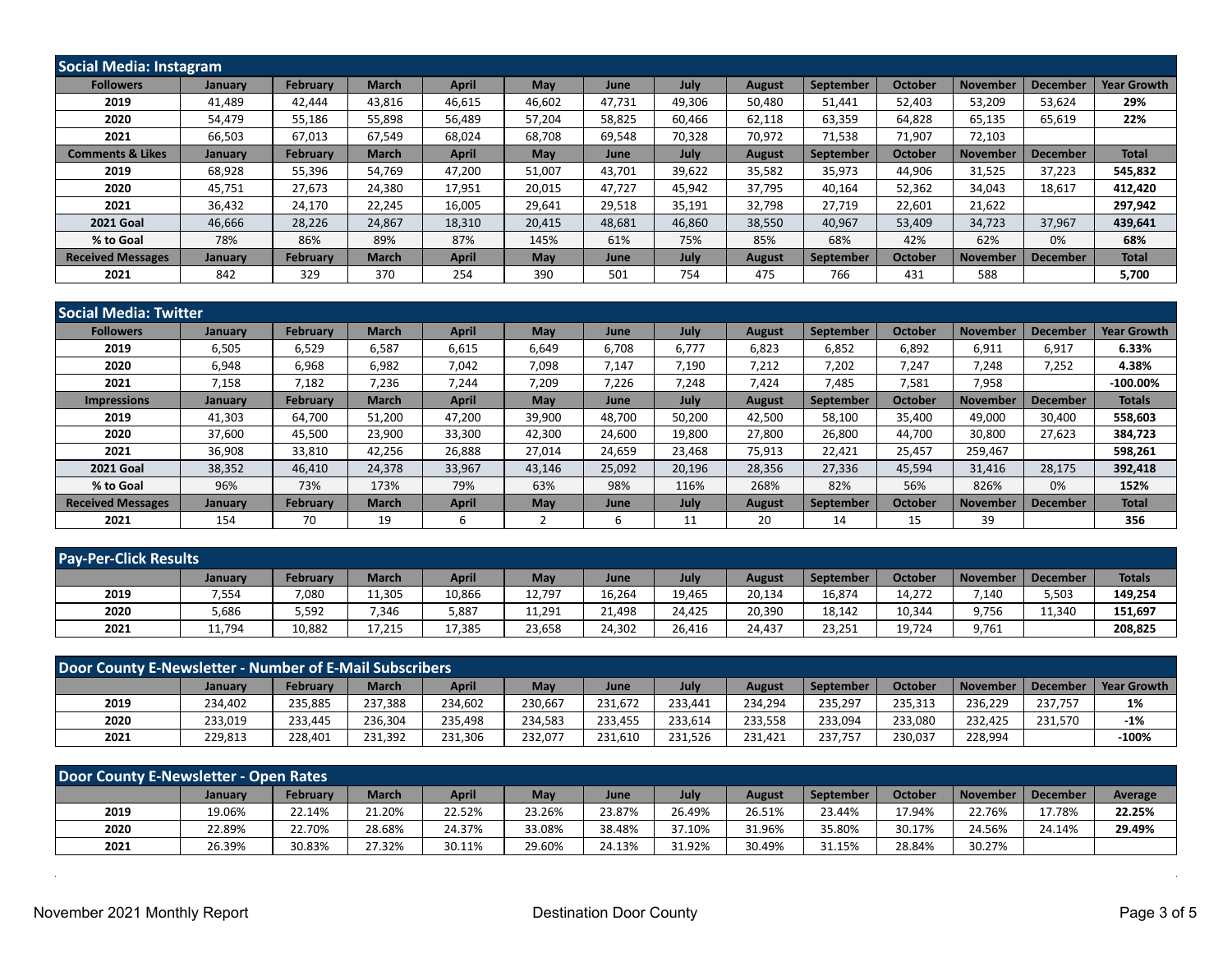## Social Media: Instagram

| Followers | January | February | March | April | May | June | July | August | September | October | November | December | Year Growth |
|---|---|---|---|---|---|---|---|---|---|---|---|---|---|
| 2019 | 41,489 | 42,444 | 43,816 | 46,615 | 46,602 | 47,731 | 49,306 | 50,480 | 51,441 | 52,403 | 53,209 | 53,624 | 29% |
| 2020 | 54,479 | 55,186 | 55,898 | 56,489 | 57,204 | 58,825 | 60,466 | 62,118 | 63,359 | 64,828 | 65,135 | 65,619 | 22% |
| 2021 | 66,503 | 67,013 | 67,549 | 68,024 | 68,708 | 69,548 | 70,328 | 70,972 | 71,538 | 71,907 | 72,103 | | |
| **Comments & Likes** | **January** | **February** | **March** | **April** | **May** | **June** | **July** | **August** | **September** | **October** | **November** | **December** | **Total** |
| 2019 | 68,928 | 55,396 | 54,769 | 47,200 | 51,007 | 43,701 | 39,622 | 35,582 | 35,973 | 44,906 | 31,525 | 37,223 | 545,832 |
| 2020 | 45,751 | 27,673 | 24,380 | 17,951 | 20,015 | 47,727 | 45,942 | 37,795 | 40,164 | 52,362 | 34,043 | 18,617 | 412,420 |
| 2021 | 36,432 | 24,170 | 22,245 | 16,005 | 29,641 | 29,518 | 35,191 | 32,798 | 27,719 | 22,601 | 21,622 | | 297,942 |
| 2021 Goal | 46,666 | 28,226 | 24,867 | 18,310 | 20,415 | 48,681 | 46,860 | 38,550 | 40,967 | 53,409 | 34,723 | 37,967 | 439,641 |
| % to Goal | 78% | 86% | 89% | 87% | 145% | 61% | 75% | 85% | 68% | 42% | 62% | 0% | 68% |
| **Received Messages** | **January** | **February** | **March** | **April** | **May** | **June** | **July** | **August** | **September** | **October** | **November** | **December** | **Total** |
| 2021 | 842 | 329 | 370 | 254 | 390 | 501 | 754 | 475 | 766 | 431 | 588 | | 5,700 |

## Social Media: Twitter

| Followers | January | February | March | April | May | June | July | August | September | October | November | December | Year Growth |
|---|---|---|---|---|---|---|---|---|---|---|---|---|---|
| 2019 | 6,505 | 6,529 | 6,587 | 6,615 | 6,649 | 6,708 | 6,777 | 6,823 | 6,852 | 6,892 | 6,911 | 6,917 | 6.33% |
| 2020 | 6,948 | 6,968 | 6,982 | 7,042 | 7,098 | 7,147 | 7,190 | 7,212 | 7,202 | 7,247 | 7,248 | 7,252 | 4.38% |
| 2021 | 7,158 | 7,182 | 7,236 | 7,244 | 7,209 | 7,226 | 7,248 | 7,424 | 7,485 | 7,581 | 7,958 | | -100.00% |
| **Impressions** | **January** | **February** | **March** | **April** | **May** | **June** | **July** | **August** | **September** | **October** | **November** | **December** | **Totals** |
| 2019 | 41,303 | 64,700 | 51,200 | 47,200 | 39,900 | 48,700 | 50,200 | 42,500 | 58,100 | 35,400 | 49,000 | 30,400 | 558,603 |
| 2020 | 37,600 | 45,500 | 23,900 | 33,300 | 42,300 | 24,600 | 19,800 | 27,800 | 26,800 | 44,700 | 30,800 | 27,623 | 384,723 |
| 2021 | 36,908 | 33,810 | 42,256 | 26,888 | 27,014 | 24,659 | 23,468 | 75,913 | 22,421 | 25,457 | 259,467 | | 598,261 |
| 2021 Goal | 38,352 | 46,410 | 24,378 | 33,967 | 43,146 | 25,092 | 20,196 | 28,356 | 27,336 | 45,594 | 31,416 | 28,175 | 392,418 |
| % to Goal | 96% | 73% | 173% | 79% | 63% | 98% | 116% | 268% | 82% | 56% | 826% | 0% | 152% |
| **Received Messages** | **January** | **February** | **March** | **April** | **May** | **June** | **July** | **August** | **September** | **October** | **November** | **December** | **Total** |
| 2021 | 154 | 70 | 19 | 6 | 2 | 6 | 11 | 20 | 14 | 15 | 39 | | 356 |

## Pay-Per-Click Results

| | January | February | March | April | May | June | July | August | September | October | November | December | Totals |
|---|---|---|---|---|---|---|---|---|---|---|---|---|---|
| 2019 | 7,554 | 7,080 | 11,305 | 10,866 | 12,797 | 16,264 | 19,465 | 20,134 | 16,874 | 14,272 | 7,140 | 5,503 | 149,254 |
| 2020 | 5,686 | 5,592 | 7,346 | 5,887 | 11,291 | 21,498 | 24,425 | 20,390 | 18,142 | 10,344 | 9,756 | 11,340 | 151,697 |
| 2021 | 11,794 | 10,882 | 17,215 | 17,385 | 23,658 | 24,302 | 26,416 | 24,437 | 23,251 | 19,724 | 9,761 | | 208,825 |

## Door County E-Newsletter - Number of E-Mail Subscribers

| | January | February | March | April | May | June | July | August | September | October | November | December | Year Growth |
|---|---|---|---|---|---|---|---|---|---|---|---|---|---|
| 2019 | 234,402 | 235,885 | 237,388 | 234,602 | 230,667 | 231,672 | 233,441 | 234,294 | 235,297 | 235,313 | 236,229 | 237,757 | 1% |
| 2020 | 233,019 | 233,445 | 236,304 | 235,498 | 234,583 | 233,455 | 233,614 | 233,558 | 233,094 | 233,080 | 232,425 | 231,570 | -1% |
| 2021 | 229,813 | 228,401 | 231,392 | 231,306 | 232,077 | 231,610 | 231,526 | 231,421 | 237,757 | 230,037 | 228,994 | | -100% |

## Door County E-Newsletter - Open Rates

| | January | February | March | April | May | June | July | August | September | October | November | December | Average |
|---|---|---|---|---|---|---|---|---|---|---|---|---|---|
| 2019 | 19.06% | 22.14% | 21.20% | 22.52% | 23.26% | 23.87% | 26.49% | 26.51% | 23.44% | 17.94% | 22.76% | 17.78% | 22.25% |
| 2020 | 22.89% | 22.70% | 28.68% | 24.37% | 33.08% | 38.48% | 37.10% | 31.96% | 35.80% | 30.17% | 24.56% | 24.14% | 29.49% |
| 2021 | 26.39% | 30.83% | 27.32% | 30.11% | 29.60% | 24.13% | 31.92% | 30.49% | 31.15% | 28.84% | 30.27% | | |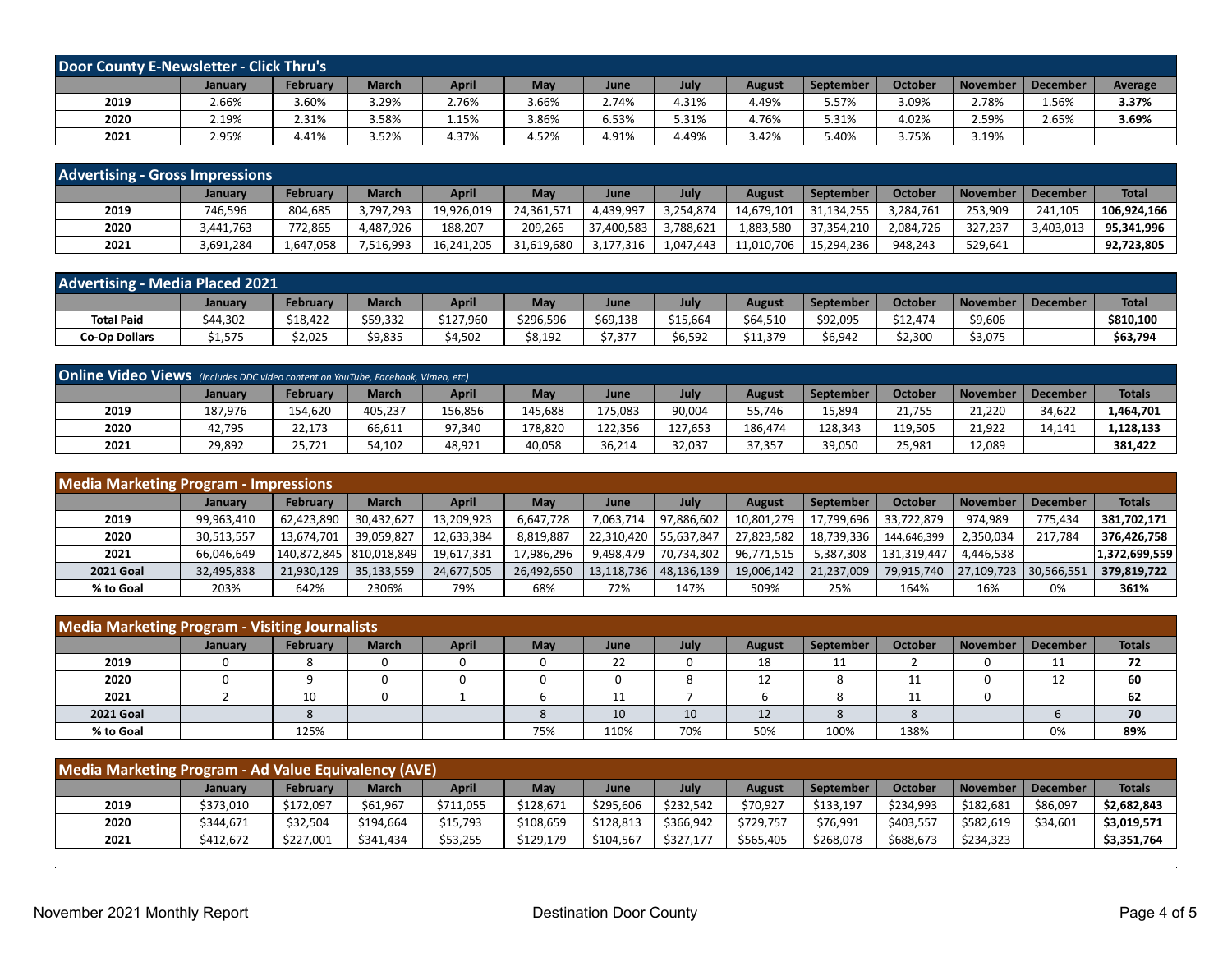## Door County E-Newsletter - Click Thru's

| | January | February | March | April | May | June | July | August | September | October | November | December | Average |
|---|---|---|---|---|---|---|---|---|---|---|---|---|---|
| **2019** | 2.66% | 3.60% | 3.29% | 2.76% | 3.66% | 2.74% | 4.31% | 4.49% | 5.57% | 3.09% | 2.78% | 1.56% | **3.37%** |
| **2020** | 2.19% | 2.31% | 3.58% | 1.15% | 3.86% | 6.53% | 5.31% | 4.76% | 5.31% | 4.02% | 2.59% | 2.65% | **3.69%** |
| **2021** | 2.95% | 4.41% | 3.52% | 4.37% | 4.52% | 4.91% | 4.49% | 3.42% | 5.40% | 3.75% | 3.19% | | |

## Advertising - Gross Impressions

| | January | February | March | April | May | June | July | August | September | October | November | December | Total |
|---|---|---|---|---|---|---|---|---|---|---|---|---|---|
| **2019** | 746,596 | 804,685 | 3,797,293 | 19,926,019 | 24,361,571 | 4,439,997 | 3,254,874 | 14,679,101 | 31,134,255 | 3,284,761 | 253,909 | 241,105 | **106,924,166** |
| **2020** | 3,441,763 | 772,865 | 4,487,926 | 188,207 | 209,265 | 37,400,583 | 3,788,621 | 1,883,580 | 37,354,210 | 2,084,726 | 327,237 | 3,403,013 | **95,341,996** |
| **2021** | 3,691,284 | 1,647,058 | 7,516,993 | 16,241,205 | 31,619,680 | 3,177,316 | 1,047,443 | 11,010,706 | 15,294,236 | 948,243 | 529,641 | | **92,723,805** |

## Advertising - Media Placed 2021

| | January | February | March | April | May | June | July | August | September | October | November | December | Total |
|---|---|---|---|---|---|---|---|---|---|---|---|---|---|
| **Total Paid** | $44,302 | $18,422 | $59,332 | $127,960 | $296,596 | $69,138 | $15,664 | $64,510 | $92,095 | $12,474 | $9,606 | | **$810,100** |
| **Co-Op Dollars** | $1,575 | $2,025 | $9,835 | $4,502 | $8,192 | $7,377 | $6,592 | $11,379 | $6,942 | $2,300 | $3,075 | | **$63,794** |

## Online Video Views *(includes DDC video content on YouTube, Facebook, Vimeo, etc)*

| | January | February | March | April | May | June | July | August | September | October | November | December | Totals |
|---|---|---|---|---|---|---|---|---|---|---|---|---|---|
| **2019** | 187,976 | 154,620 | 405,237 | 156,856 | 145,688 | 175,083 | 90,004 | 55,746 | 15,894 | 21,755 | 21,220 | 34,622 | **1,464,701** |
| **2020** | 42,795 | 22,173 | 66,611 | 97,340 | 178,820 | 122,356 | 127,653 | 186,474 | 128,343 | 119,505 | 21,922 | 14,141 | **1,128,133** |
| **2021** | 29,892 | 25,721 | 54,102 | 48,921 | 40,058 | 36,214 | 32,037 | 37,357 | 39,050 | 25,981 | 12,089 | | **381,422** |

## Media Marketing Program - Impressions

| | January | February | March | April | May | June | July | August | September | October | November | December | Totals |
|---|---|---|---|---|---|---|---|---|---|---|---|---|---|
| **2019** | 99,963,410 | 62,423,890 | 30,432,627 | 13,209,923 | 6,647,728 | 7,063,714 | 97,886,602 | 10,801,279 | 17,799,696 | 33,722,879 | 974,989 | 775,434 | **381,702,171** |
| **2020** | 30,513,557 | 13,674,701 | 39,059,827 | 12,633,384 | 8,819,887 | 22,310,420 | 55,637,847 | 27,823,582 | 18,739,336 | 144,646,399 | 2,350,034 | 217,784 | **376,426,758** |
| **2021** | 66,046,649 | 140,872,845 | 810,018,849 | 19,617,331 | 17,986,296 | 9,498,479 | 70,734,302 | 96,771,515 | 5,387,308 | 131,319,447 | 4,446,538 | | **1,372,699,559** |
| **2021 Goal** | 32,495,838 | 21,930,129 | 35,133,559 | 24,677,505 | 26,492,650 | 13,118,736 | 48,136,139 | 19,006,142 | 21,237,009 | 79,915,740 | 27,109,723 | 30,566,551 | **379,819,722** |
| **% to Goal** | 203% | 642% | 2306% | 79% | 68% | 72% | 147% | 509% | 25% | 164% | 16% | 0% | **361%** |

## Media Marketing Program - Visiting Journalists

| | January | February | March | April | May | June | July | August | September | October | November | December | Totals |
|---|---|---|---|---|---|---|---|---|---|---|---|---|---|
| **2019** | 0 | 8 | 0 | 0 | 0 | 22 | 0 | 18 | 11 | 2 | 0 | 11 | **72** |
| **2020** | 0 | 9 | 0 | 0 | 0 | 0 | 8 | 12 | 8 | 11 | 0 | 12 | **60** |
| **2021** | 2 | 10 | 0 | 1 | 6 | 11 | 7 | 6 | 8 | 11 | 0 | | **62** |
| **2021 Goal** | | 8 | | | 8 | 10 | 10 | 12 | 8 | 8 | | 6 | **70** |
| **% to Goal** | | 125% | | | 75% | 110% | 70% | 50% | 100% | 138% | | 0% | **89%** |

## Media Marketing Program - Ad Value Equivalency (AVE)

| | January | February | March | April | May | June | July | August | September | October | November | December | Totals |
|---|---|---|---|---|---|---|---|---|---|---|---|---|---|
| **2019** | $373,010 | $172,097 | $61,967 | $711,055 | $128,671 | $295,606 | $232,542 | $70,927 | $133,197 | $234,993 | $182,681 | $86,097 | **$2,682,843** |
| **2020** | $344,671 | $32,504 | $194,664 | $15,793 | $108,659 | $128,813 | $366,942 | $729,757 | $76,991 | $403,557 | $582,619 | $34,601 | **$3,019,571** |
| **2021** | $412,672 | $227,001 | $341,434 | $53,255 | $129,179 | $104,567 | $327,177 | $565,405 | $268,078 | $688,673 | $234,323 | | **$3,351,764** |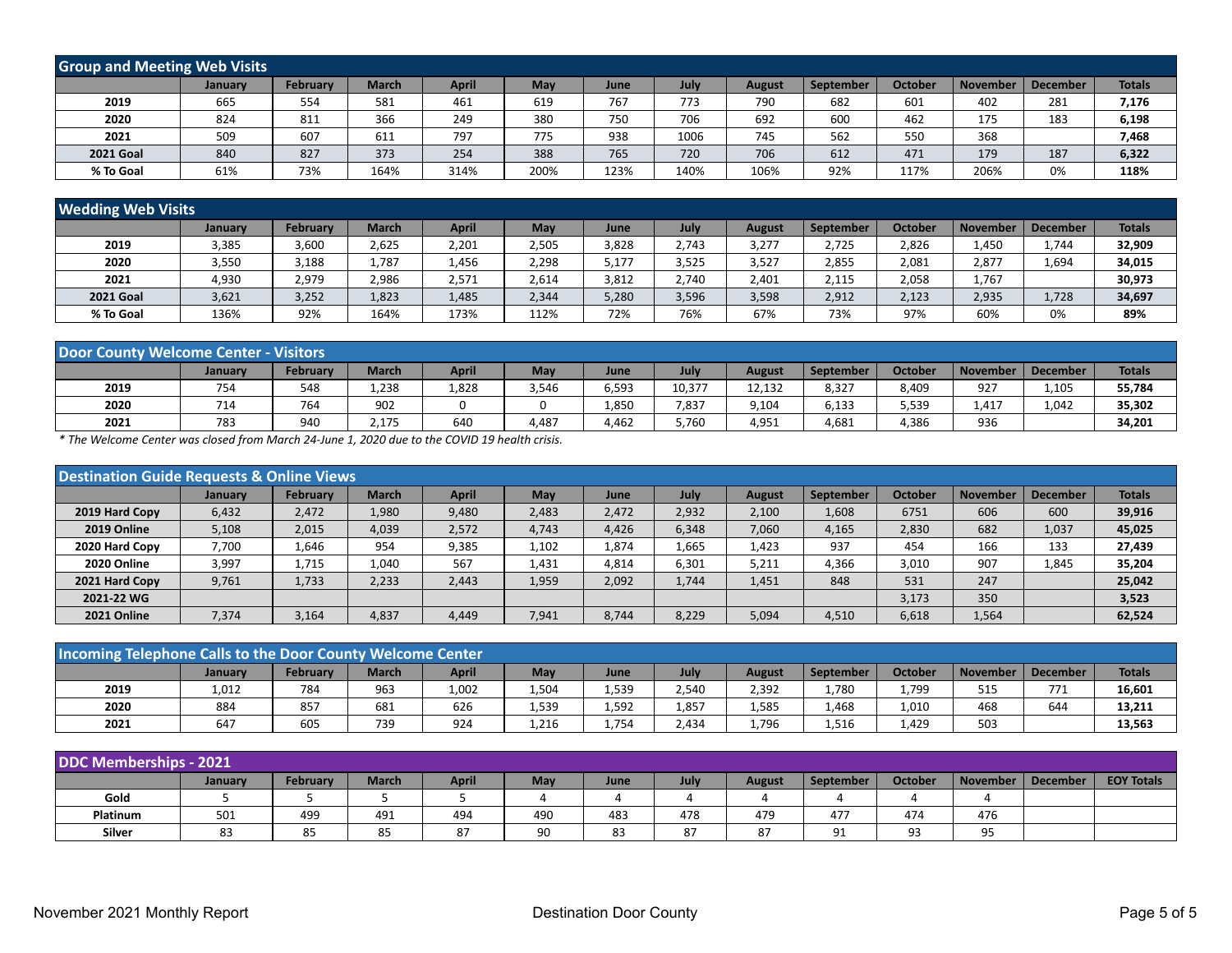## Group and Meeting Web Visits

| | January | February | March | April | May | June | July | August | September | October | November | December | Totals |
|---|---|---|---|---|---|---|---|---|---|---|---|---|---|
| 2019 | 665 | 554 | 581 | 461 | 619 | 767 | 773 | 790 | 682 | 601 | 402 | 281 | **7,176** |
| 2020 | 824 | 811 | 366 | 249 | 380 | 750 | 706 | 692 | 600 | 462 | 175 | 183 | **6,198** |
| 2021 | 509 | 607 | 611 | 797 | 775 | 938 | 1006 | 745 | 562 | 550 | 368 | | **7,468** |
| 2021 Goal | 840 | 827 | 373 | 254 | 388 | 765 | 720 | 706 | 612 | 471 | 179 | 187 | **6,322** |
| % To Goal | 61% | 73% | 164% | 314% | 200% | 123% | 140% | 106% | 92% | 117% | 206% | 0% | **118%** |

## Wedding Web Visits

| | January | February | March | April | May | June | July | August | September | October | November | December | Totals |
|---|---|---|---|---|---|---|---|---|---|---|---|---|---|
| 2019 | 3,385 | 3,600 | 2,625 | 2,201 | 2,505 | 3,828 | 2,743 | 3,277 | 2,725 | 2,826 | 1,450 | 1,744 | **32,909** |
| 2020 | 3,550 | 3,188 | 1,787 | 1,456 | 2,298 | 5,177 | 3,525 | 3,527 | 2,855 | 2,081 | 2,877 | 1,694 | **34,015** |
| 2021 | 4,930 | 2,979 | 2,986 | 2,571 | 2,614 | 3,812 | 2,740 | 2,401 | 2,115 | 2,058 | 1,767 | | **30,973** |
| 2021 Goal | 3,621 | 3,252 | 1,823 | 1,485 | 2,344 | 5,280 | 3,596 | 3,598 | 2,912 | 2,123 | 2,935 | 1,728 | **34,697** |
| % To Goal | 136% | 92% | 164% | 173% | 112% | 72% | 76% | 67% | 73% | 97% | 60% | 0% | **89%** |

## Door County Welcome Center - Visitors

| | January | February | March | April | May | June | July | August | September | October | November | December | Totals |
|---|---|---|---|---|---|---|---|---|---|---|---|---|---|
| 2019 | 754 | 548 | 1,238 | 1,828 | 3,546 | 6,593 | 10,377 | 12,132 | 8,327 | 8,409 | 927 | 1,105 | **55,784** |
| 2020 | 714 | 764 | 902 | 0 | 0 | 1,850 | 7,837 | 9,104 | 6,133 | 5,539 | 1,417 | 1,042 | **35,302** |
| 2021 | 783 | 940 | 2,175 | 640 | 4,487 | 4,462 | 5,760 | 4,951 | 4,681 | 4,386 | 936 | | **34,201** |

*\* The Welcome Center was closed from March 24-June 1, 2020 due to the COVID 19 health crisis.*

## Destination Guide Requests & Online Views

| | January | February | March | April | May | June | July | August | September | October | November | December | Totals |
|---|---|---|---|---|---|---|---|---|---|---|---|---|---|
| 2019 Hard Copy | 6,432 | 2,472 | 1,980 | 9,480 | 2,483 | 2,472 | 2,932 | 2,100 | 1,608 | 6751 | 606 | 600 | **39,916** |
| 2019 Online | 5,108 | 2,015 | 4,039 | 2,572 | 4,743 | 4,426 | 6,348 | 7,060 | 4,165 | 2,830 | 682 | 1,037 | **45,025** |
| 2020 Hard Copy | 7,700 | 1,646 | 954 | 9,385 | 1,102 | 1,874 | 1,665 | 1,423 | 937 | 454 | 166 | 133 | **27,439** |
| 2020 Online | 3,997 | 1,715 | 1,040 | 567 | 1,431 | 4,814 | 6,301 | 5,211 | 4,366 | 3,010 | 907 | 1,845 | **35,204** |
| 2021 Hard Copy | 9,761 | 1,733 | 2,233 | 2,443 | 1,959 | 2,092 | 1,744 | 1,451 | 848 | 531 | 247 | | **25,042** |
| 2021-22 WG | | | | | | | | | | 3,173 | 350 | | **3,523** |
| 2021 Online | 7,374 | 3,164 | 4,837 | 4,449 | 7,941 | 8,744 | 8,229 | 5,094 | 4,510 | 6,618 | 1,564 | | **62,524** |

## Incoming Telephone Calls to the Door County Welcome Center

| | January | February | March | April | May | June | July | August | September | October | November | December | Totals |
|---|---|---|---|---|---|---|---|---|---|---|---|---|---|
| 2019 | 1,012 | 784 | 963 | 1,002 | 1,504 | 1,539 | 2,540 | 2,392 | 1,780 | 1,799 | 515 | 771 | **16,601** |
| 2020 | 884 | 857 | 681 | 626 | 1,539 | 1,592 | 1,857 | 1,585 | 1,468 | 1,010 | 468 | 644 | **13,211** |
| 2021 | 647 | 605 | 739 | 924 | 1,216 | 1,754 | 2,434 | 1,796 | 1,516 | 1,429 | 503 | | **13,563** |

## DDC Memberships - 2021

| | January | February | March | April | May | June | July | August | September | October | November | December | EOY Totals |
|---|---|---|---|---|---|---|---|---|---|---|---|---|---|
| Gold | 5 | 5 | 5 | 5 | 4 | 4 | 4 | 4 | 4 | 4 | 4 | | |
| Platinum | 501 | 499 | 491 | 494 | 490 | 483 | 478 | 479 | 477 | 474 | 476 | | |
| Silver | 83 | 85 | 85 | 87 | 90 | 83 | 87 | 87 | 91 | 93 | 95 | | |